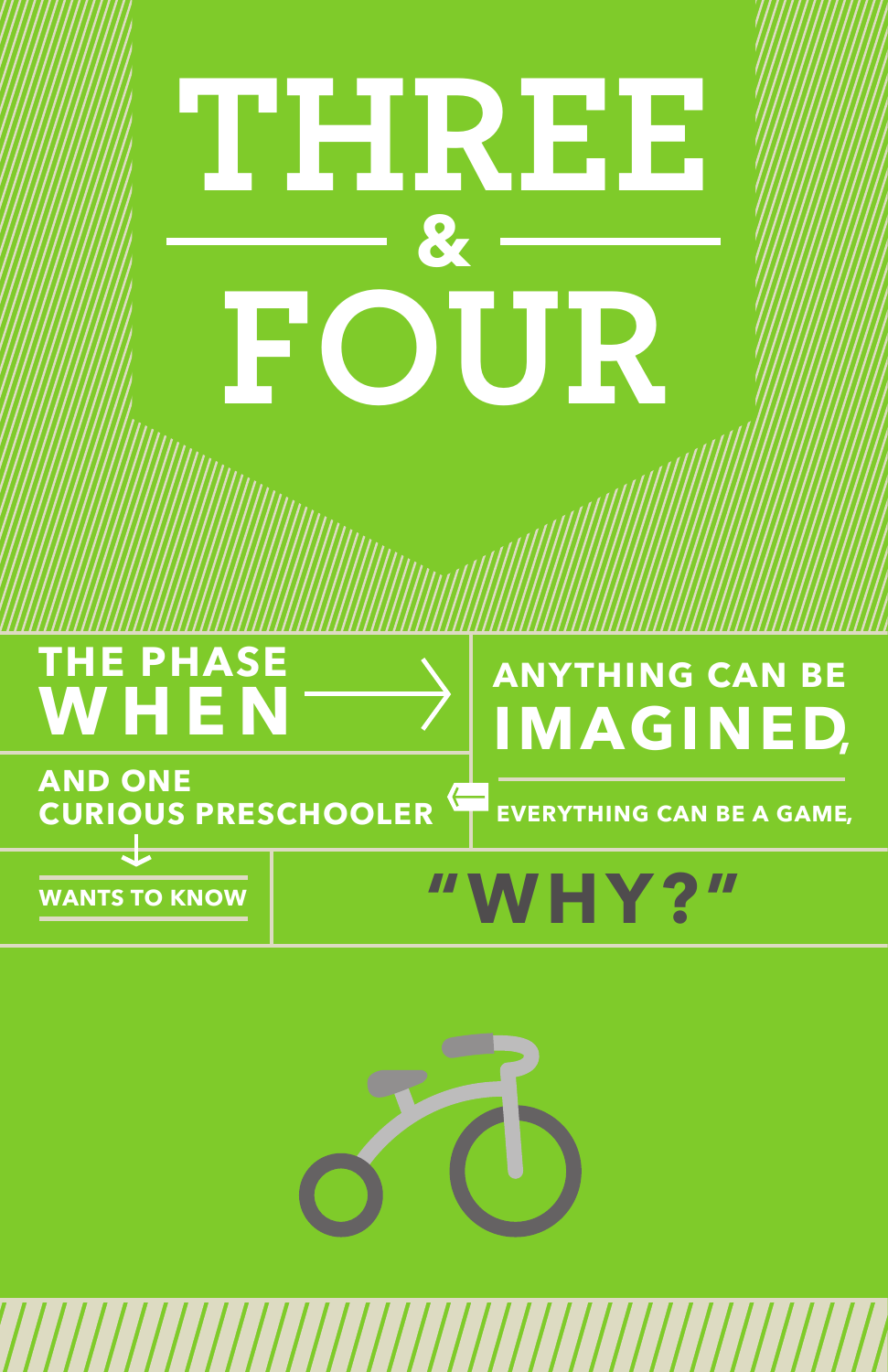# THREE & FOUR

THE PHASE WHEN → ANYTHING CAN BE IMAGINED, EVERYTHING CAN BE A GAME, AND ONE CURIOUS PRESCHOOLER WANTS TO KNOW

**"WHY?"**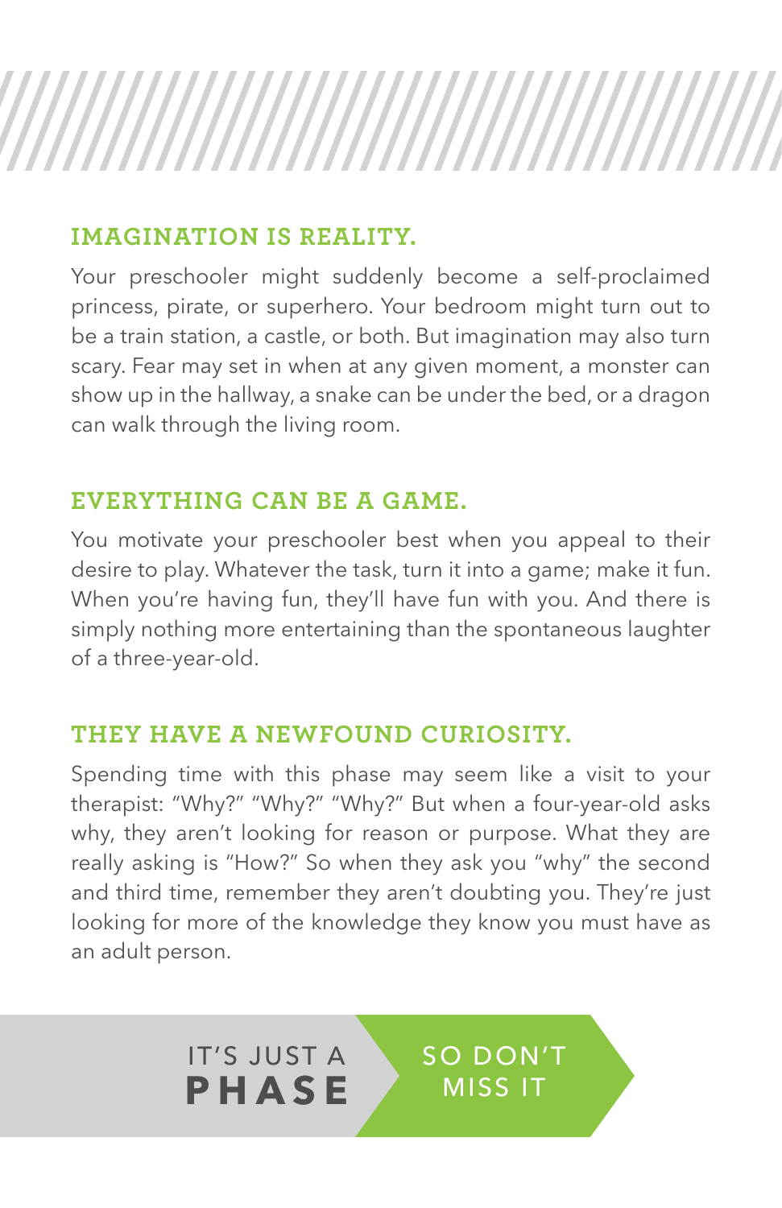## IMAGINATION IS REALITY.

Your preschooler might suddenly become a self-proclaimed princess, pirate, or superhero. Your bedroom might turn out to be a train station, a castle, or both. But imagination may also turn scary. Fear may set in when at any given moment, a monster can show up in the hallway, a snake can be under the bed, or a dragon can walk through the living room.

## EVERYTHING CAN BE A GAME.

You motivate your preschooler best when you appeal to their desire to play. Whatever the task, turn it into a game; make it fun. When you're having fun, they'll have fun with you. And there is simply nothing more entertaining than the spontaneous laughter of a three-year-old.

## THEY HAVE A NEWFOUND CURIOSITY.

Spending time with this phase may seem like a visit to your therapist: "Why?" "Why?" "Why?" But when a four-year-old asks why, they aren't looking for reason or purpose. What they are really asking is "How?" So when they ask you "why" the second and third time, remember they aren't doubting you. They're just looking for more of the knowledge they know you must have as an adult person.

IT'S JUST A **PHASE** SO DON'T MISS IT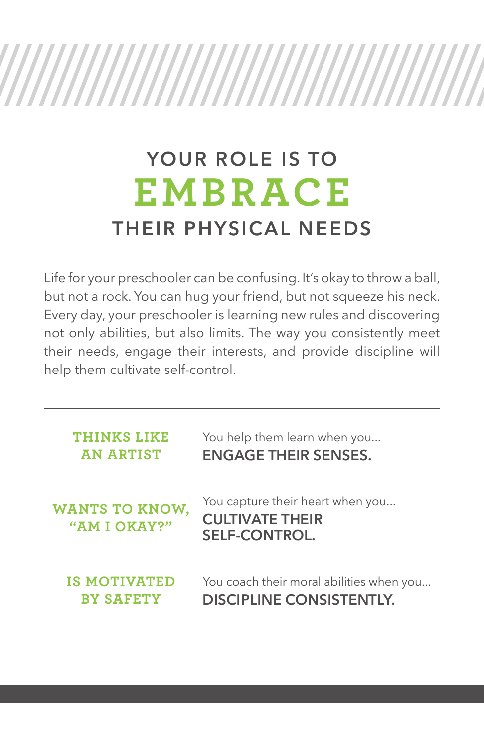# YOUR ROLE IS TO EMBRACE THEIR PHYSICAL NEEDS

Life for your preschooler can be confusing. It's okay to throw a ball, but not a rock. You can hug your friend, but not squeeze his neck. Every day, your preschooler is learning new rules and discovering not only abilities, but also limits. The way you consistently meet their needs, engage their interests, and provide discipline will help them cultivate self-control.

| | |
|---|---|
| **THINKS LIKE AN ARTIST** | You help them learn when you... **ENGAGE THEIR SENSES.** |
| **WANTS TO KNOW, "AM I OKAY?"** | You capture their heart when you... **CULTIVATE THEIR SELF-CONTROL.** |
| **IS MOTIVATED BY SAFETY** | You coach their moral abilities when you... **DISCIPLINE CONSISTENTLY.** |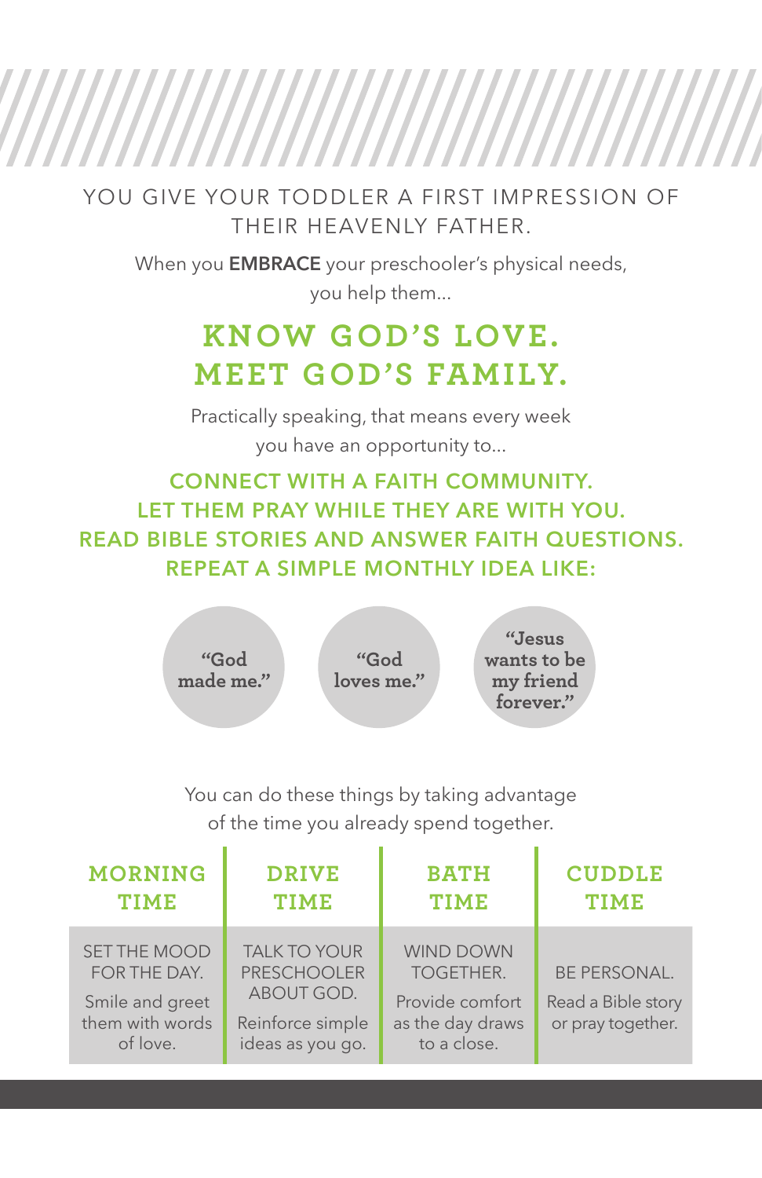YOU GIVE YOUR TODDLER A FIRST IMPRESSION OF THEIR HEAVENLY FATHER.

When you **EMBRACE** your preschooler's physical needs, you help them...

## KNOW GOD'S LOVE.
## MEET GOD'S FAMILY.

Practically speaking, that means every week you have an opportunity to...

**CONNECT WITH A FAITH COMMUNITY.**
**LET THEM PRAY WHILE THEY ARE WITH YOU.**
**READ BIBLE STORIES AND ANSWER FAITH QUESTIONS.**
**REPEAT A SIMPLE MONTHLY IDEA LIKE:**

- "God made me."
- "God loves me."
- "Jesus wants to be my friend forever."

You can do these things by taking advantage of the time you already spend together.

| MORNING TIME | DRIVE TIME | BATH TIME | CUDDLE TIME |
|---|---|---|---|
| SET THE MOOD FOR THE DAY. Smile and greet them with words of love. | TALK TO YOUR PRESCHOOLER ABOUT GOD. Reinforce simple ideas as you go. | WIND DOWN TOGETHER. Provide comfort as the day draws to a close. | BE PERSONAL. Read a Bible story or pray together. |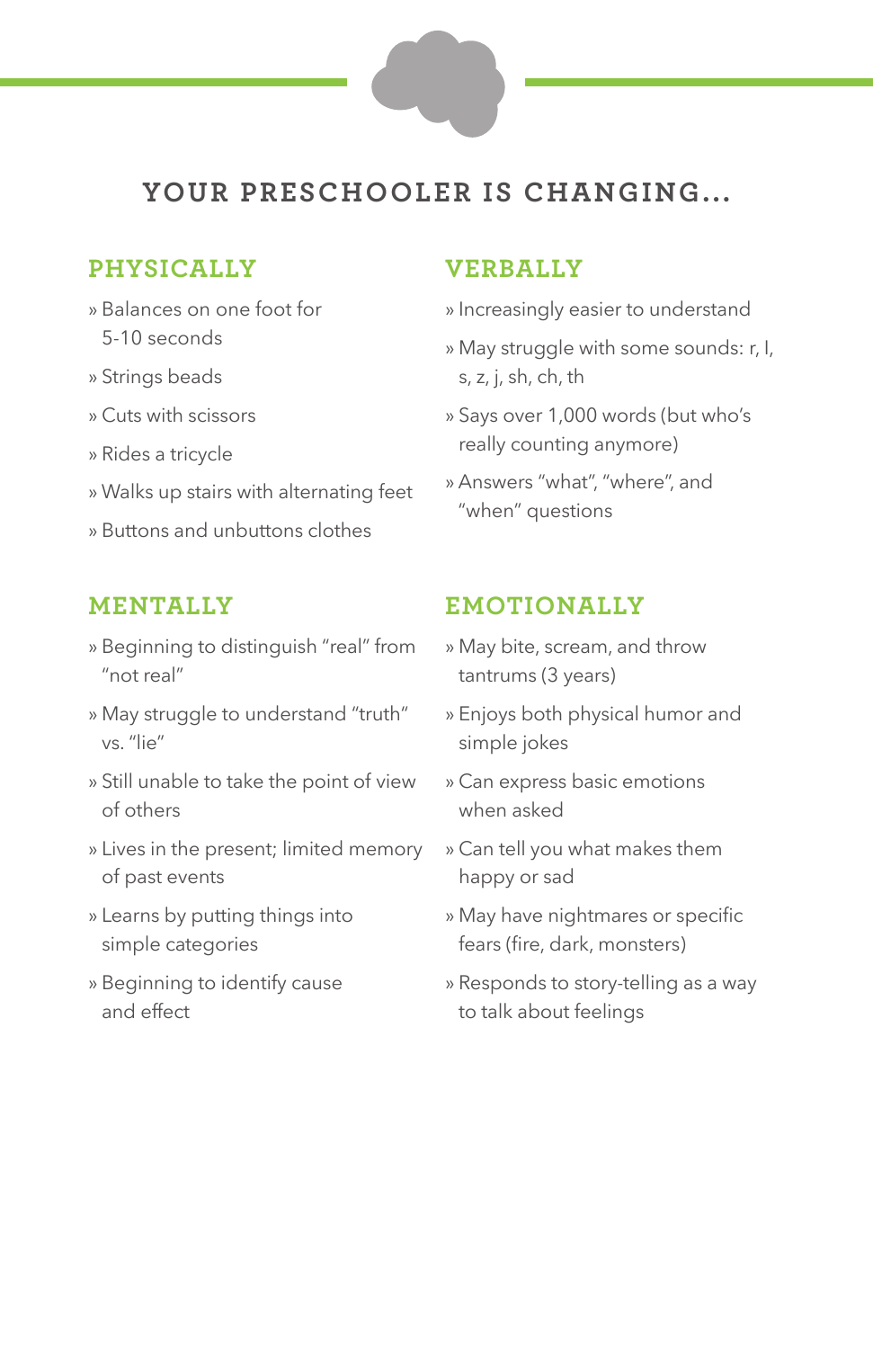# YOUR PRESCHOOLER IS CHANGING...

## PHYSICALLY

- Balances on one foot for 5-10 seconds
- Strings beads
- Cuts with scissors
- Rides a tricycle
- Walks up stairs with alternating feet
- Buttons and unbuttons clothes

## VERBALLY

- Increasingly easier to understand
- May struggle with some sounds: r, l, s, z, j, sh, ch, th
- Says over 1,000 words (but who's really counting anymore)
- Answers "what", "where", and "when" questions

## MENTALLY

- Beginning to distinguish "real" from "not real"
- May struggle to understand "truth" vs. "lie"
- Still unable to take the point of view of others
- Lives in the present; limited memory of past events
- Learns by putting things into simple categories
- Beginning to identify cause and effect

## EMOTIONALLY

- May bite, scream, and throw tantrums (3 years)
- Enjoys both physical humor and simple jokes
- Can express basic emotions when asked
- Can tell you what makes them happy or sad
- May have nightmares or specific fears (fire, dark, monsters)
- Responds to story-telling as a way to talk about feelings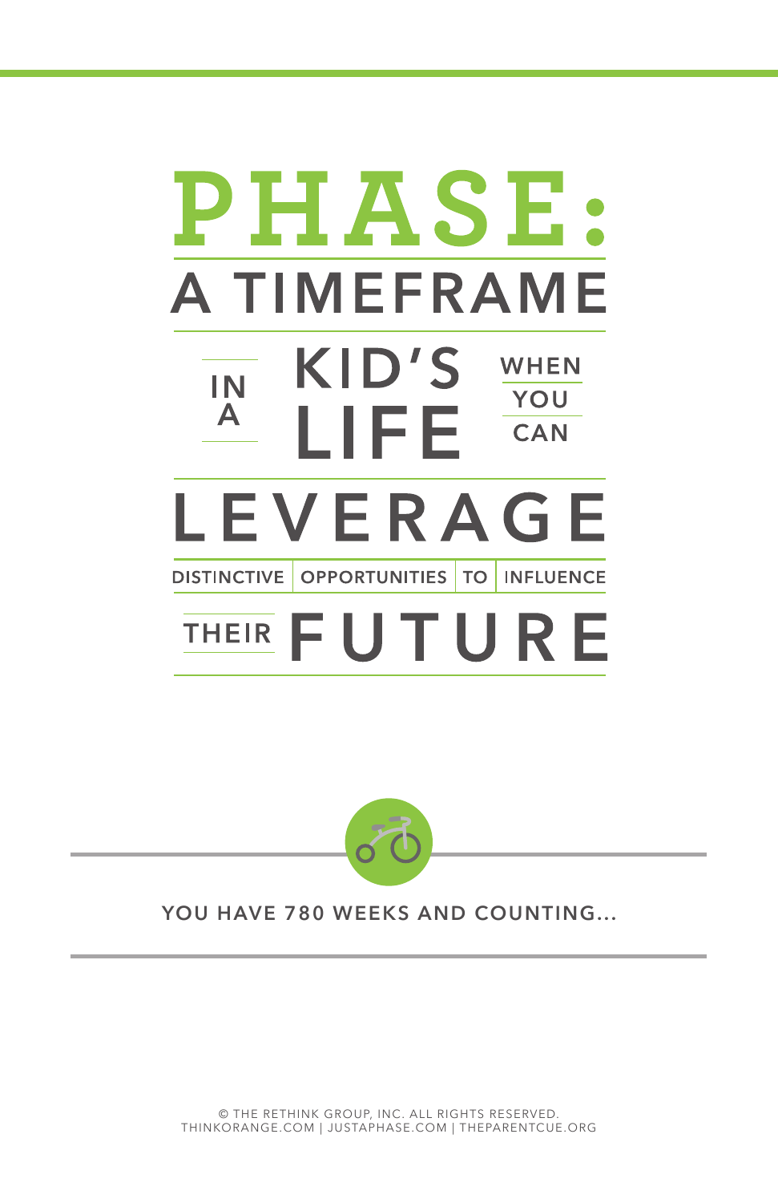# PHASE:

## A TIMEFRAME IN A KID'S LIFE WHEN YOU CAN LEVERAGE DISTINCTIVE OPPORTUNITIES TO INFLUENCE THEIR FUTURE

YOU HAVE 780 WEEKS AND COUNTING...

© THE RETHINK GROUP, INC. ALL RIGHTS RESERVED.
THINKORANGE.COM | JUSTAPHASE.COM | THEPARENTCUE.ORG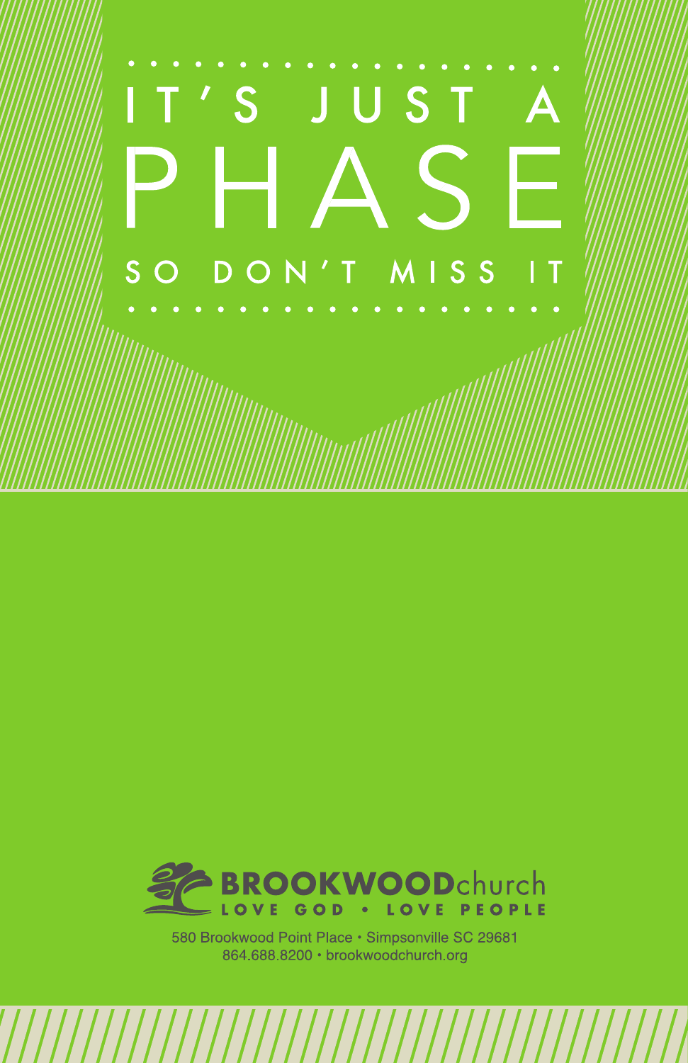# IT'S JUST A PHASE

## SO DON'T MISS IT

**BROOKWOOD**church

LOVE GOD • LOVE PEOPLE

580 Brookwood Point Place • Simpsonville SC 29681
864.688.8200 • brookwoodchurch.org